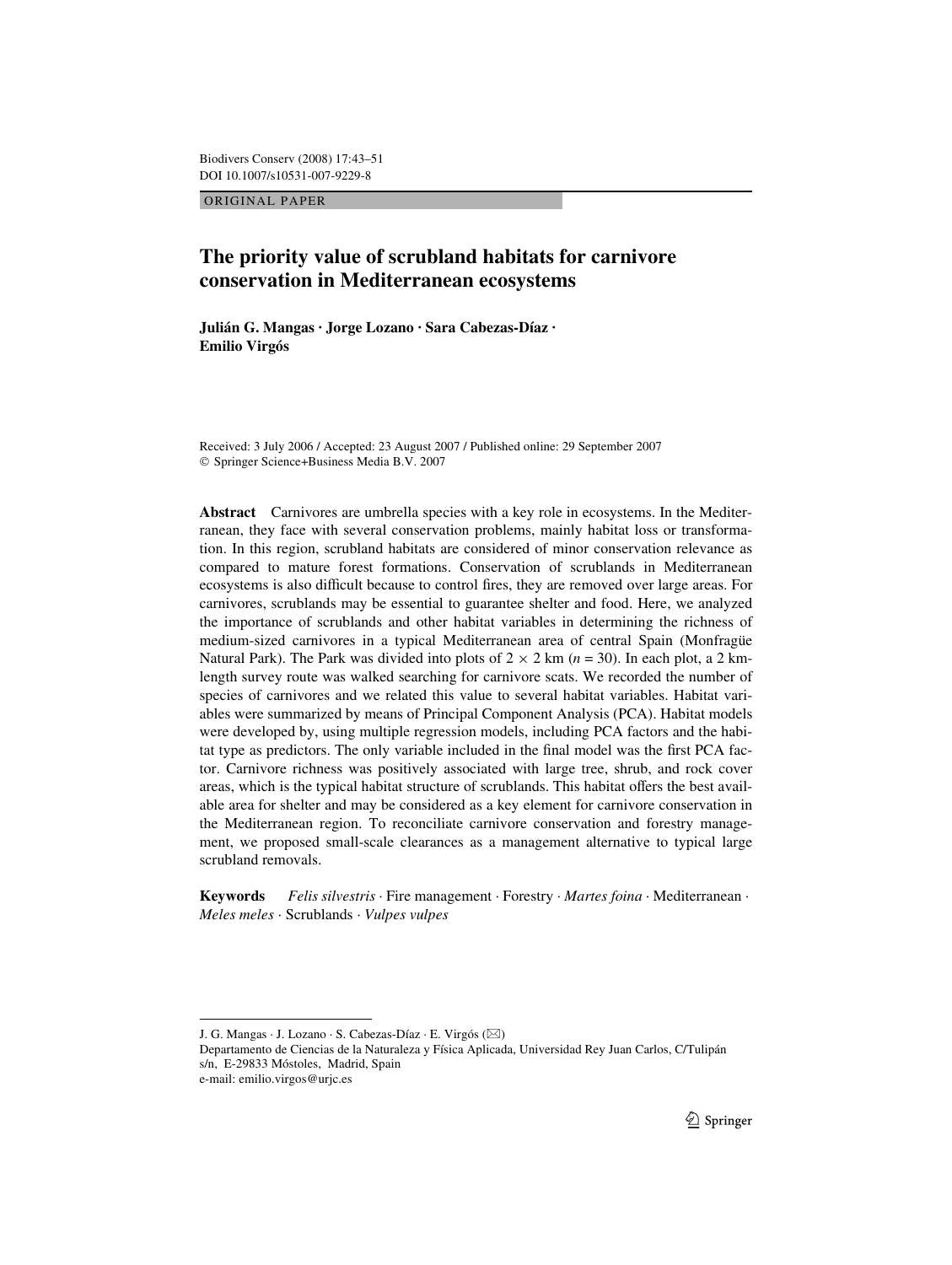ORIGINAL PAPER

# The priority value of scrubland habitats for carnivore conservation in Mediterranean ecosystems

**Julián G. Mangas · Jorge Lozano · Sara Cabezas-Díaz · Emilio Virgós**

Received: 3 July 2006 / Accepted: 23 August 2007 / Published online: 29 September 2007
© Springer Science+Business Media B.V. 2007

**Abstract** Carnivores are umbrella species with a key role in ecosystems. In the Mediterranean, they face with several conservation problems, mainly habitat loss or transformation. In this region, scrubland habitats are considered of minor conservation relevance as compared to mature forest formations. Conservation of scrublands in Mediterranean ecosystems is also difficult because to control fires, they are removed over large areas. For carnivores, scrublands may be essential to guarantee shelter and food. Here, we analyzed the importance of scrublands and other habitat variables in determining the richness of medium-sized carnivores in a typical Mediterranean area of central Spain (Monfragüe Natural Park). The Park was divided into plots of $2 \times 2$ km ($n = 30$). In each plot, a 2 km-length survey route was walked searching for carnivore scats. We recorded the number of species of carnivores and we related this value to several habitat variables. Habitat variables were summarized by means of Principal Component Analysis (PCA). Habitat models were developed by, using multiple regression models, including PCA factors and the habitat type as predictors. The only variable included in the final model was the first PCA factor. Carnivore richness was positively associated with large tree, shrub, and rock cover areas, which is the typical habitat structure of scrublands. This habitat offers the best available area for shelter and may be considered as a key element for carnivore conservation in the Mediterranean region. To reconciliate carnivore conservation and forestry management, we proposed small-scale clearances as a management alternative to typical large scrubland removals.

**Keywords** *Felis silvestris* · Fire management · Forestry · *Martes foina* · Mediterranean · *Meles meles* · Scrublands · *Vulpes vulpes*

---

J. G. Mangas · J. Lozano · S. Cabezas-Díaz · E. Virgós (✉)
Departamento de Ciencias de la Naturaleza y Física Aplicada, Universidad Rey Juan Carlos, C/Tulipán s/n, E-29833 Móstoles, Madrid, Spain
e-mail: emilio.virgos@urjc.es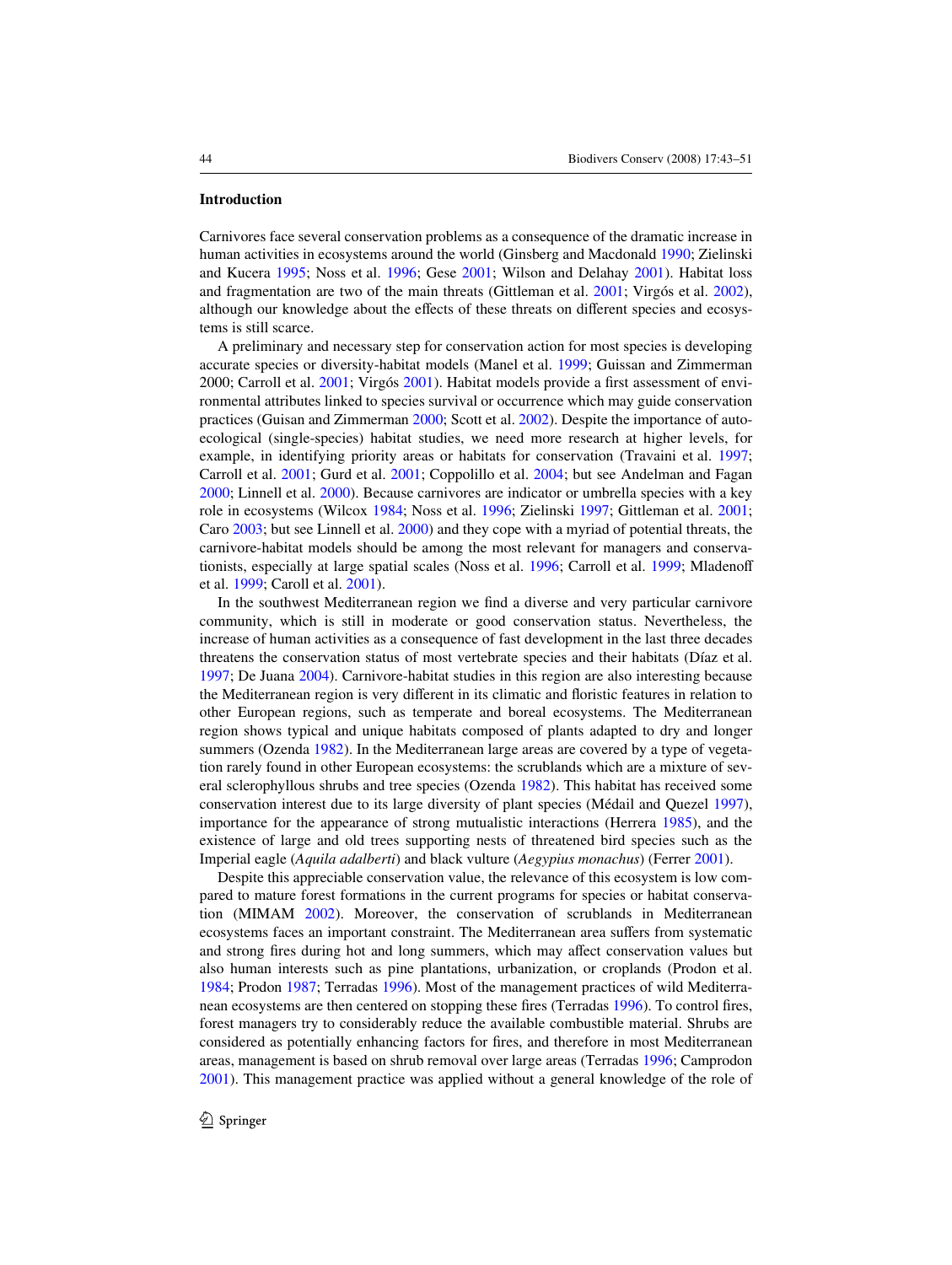## Introduction

Carnivores face several conservation problems as a consequence of the dramatic increase in human activities in ecosystems around the world (Ginsberg and Macdonald 1990; Zielinski and Kucera 1995; Noss et al. 1996; Gese 2001; Wilson and Delahay 2001). Habitat loss and fragmentation are two of the main threats (Gittleman et al. 2001; Virgós et al. 2002), although our knowledge about the effects of these threats on different species and ecosystems is still scarce.

A preliminary and necessary step for conservation action for most species is developing accurate species or diversity-habitat models (Manel et al. 1999; Guissan and Zimmerman 2000; Carroll et al. 2001; Virgós 2001). Habitat models provide a first assessment of environmental attributes linked to species survival or occurrence which may guide conservation practices (Guisan and Zimmerman 2000; Scott et al. 2002). Despite the importance of auto-ecological (single-species) habitat studies, we need more research at higher levels, for example, in identifying priority areas or habitats for conservation (Travaini et al. 1997; Carroll et al. 2001; Gurd et al. 2001; Coppolillo et al. 2004; but see Andelman and Fagan 2000; Linnell et al. 2000). Because carnivores are indicator or umbrella species with a key role in ecosystems (Wilcox 1984; Noss et al. 1996; Zielinski 1997; Gittleman et al. 2001; Caro 2003; but see Linnell et al. 2000) and they cope with a myriad of potential threats, the carnivore-habitat models should be among the most relevant for managers and conservationists, especially at large spatial scales (Noss et al. 1996; Carroll et al. 1999; Mladenoff et al. 1999; Caroll et al. 2001).

In the southwest Mediterranean region we find a diverse and very particular carnivore community, which is still in moderate or good conservation status. Nevertheless, the increase of human activities as a consequence of fast development in the last three decades threatens the conservation status of most vertebrate species and their habitats (Díaz et al. 1997; De Juana 2004). Carnivore-habitat studies in this region are also interesting because the Mediterranean region is very different in its climatic and floristic features in relation to other European regions, such as temperate and boreal ecosystems. The Mediterranean region shows typical and unique habitats composed of plants adapted to dry and longer summers (Ozenda 1982). In the Mediterranean large areas are covered by a type of vegetation rarely found in other European ecosystems: the scrublands which are a mixture of several sclerophyllous shrubs and tree species (Ozenda 1982). This habitat has received some conservation interest due to its large diversity of plant species (Médail and Quezel 1997), importance for the appearance of strong mutualistic interactions (Herrera 1985), and the existence of large and old trees supporting nests of threatened bird species such as the Imperial eagle (*Aquila adalberti*) and black vulture (*Aegypius monachus*) (Ferrer 2001).

Despite this appreciable conservation value, the relevance of this ecosystem is low compared to mature forest formations in the current programs for species or habitat conservation (MIMAM 2002). Moreover, the conservation of scrublands in Mediterranean ecosystems faces an important constraint. The Mediterranean area suffers from systematic and strong fires during hot and long summers, which may affect conservation values but also human interests such as pine plantations, urbanization, or croplands (Prodon et al. 1984; Prodon 1987; Terradas 1996). Most of the management practices of wild Mediterranean ecosystems are then centered on stopping these fires (Terradas 1996). To control fires, forest managers try to considerably reduce the available combustible material. Shrubs are considered as potentially enhancing factors for fires, and therefore in most Mediterranean areas, management is based on shrub removal over large areas (Terradas 1996; Camprodon 2001). This management practice was applied without a general knowledge of the role of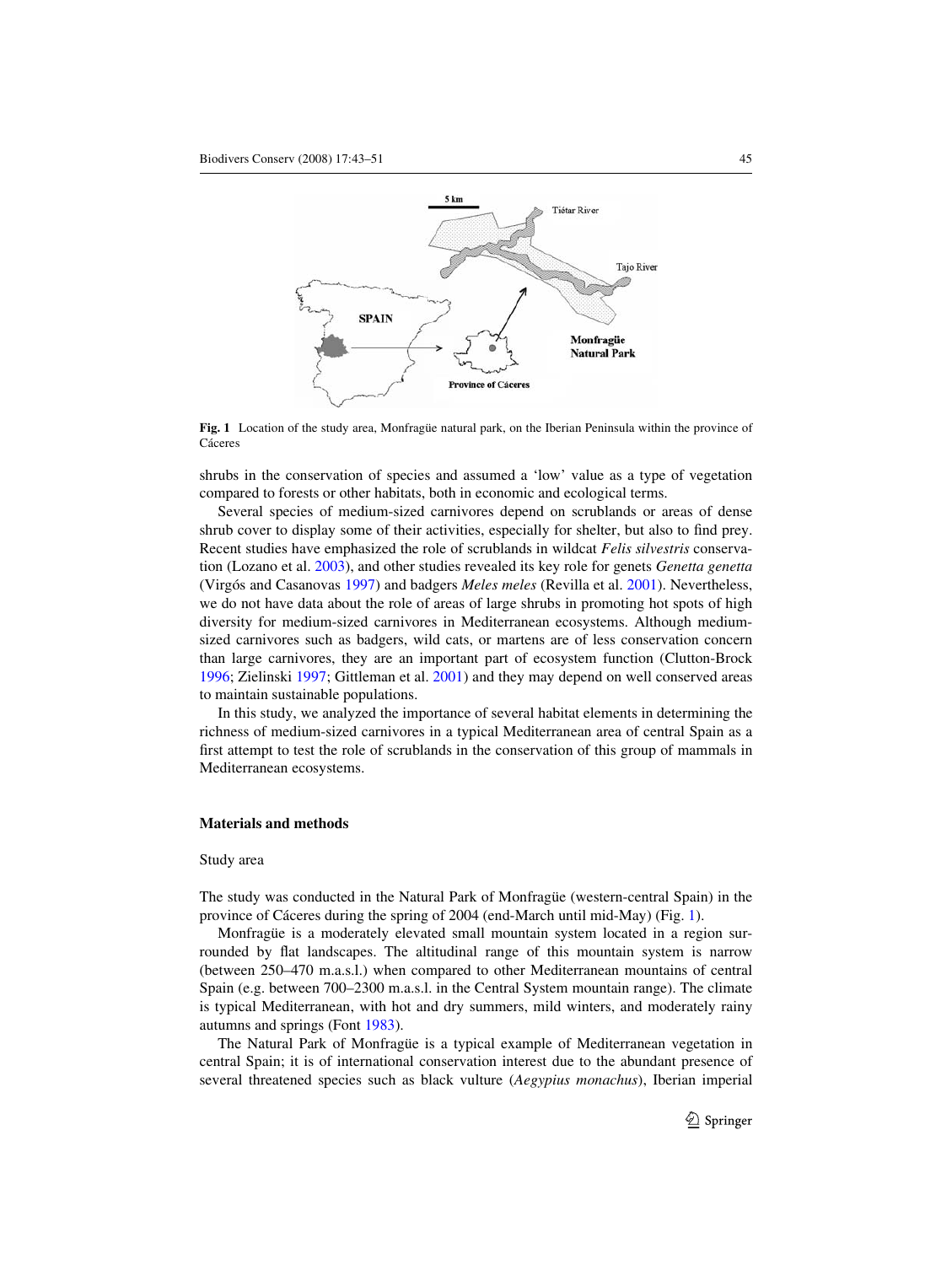Fig. 1 Location of the study area, Monfragüe natural park, on the Iberian Peninsula within the province of Cáceres

shrubs in the conservation of species and assumed a ‘low’ value as a type of vegetation compared to forests or other habitats, both in economic and ecological terms.

Several species of medium-sized carnivores depend on scrublands or areas of dense shrub cover to display some of their activities, especially for shelter, but also to find prey. Recent studies have emphasized the role of scrublands in wildcat *Felis silvestris* conservation (Lozano et al. 2003), and other studies revealed its key role for genets *Genetta genetta* (Virgós and Casanovas 1997) and badgers *Meles meles* (Revilla et al. 2001). Nevertheless, we do not have data about the role of areas of large shrubs in promoting hot spots of high diversity for medium-sized carnivores in Mediterranean ecosystems. Although medium-sized carnivores such as badgers, wild cats, or martens are of less conservation concern than large carnivores, they are an important part of ecosystem function (Clutton-Brock 1996; Zielinski 1997; Gittleman et al. 2001) and they may depend on well conserved areas to maintain sustainable populations.

In this study, we analyzed the importance of several habitat elements in determining the richness of medium-sized carnivores in a typical Mediterranean area of central Spain as a first attempt to test the role of scrublands in the conservation of this group of mammals in Mediterranean ecosystems.

## Materials and methods

### Study area

The study was conducted in the Natural Park of Monfragüe (western-central Spain) in the province of Cáceres during the spring of 2004 (end-March until mid-May) (Fig. 1).

Monfragüe is a moderately elevated small mountain system located in a region surrounded by flat landscapes. The altitudinal range of this mountain system is narrow (between 250–470 m.a.s.l.) when compared to other Mediterranean mountains of central Spain (e.g. between 700–2300 m.a.s.l. in the Central System mountain range). The climate is typical Mediterranean, with hot and dry summers, mild winters, and moderately rainy autumns and springs (Font 1983).

The Natural Park of Monfragüe is a typical example of Mediterranean vegetation in central Spain; it is of international conservation interest due to the abundant presence of several threatened species such as black vulture (*Aegypius monachus*), Iberian imperial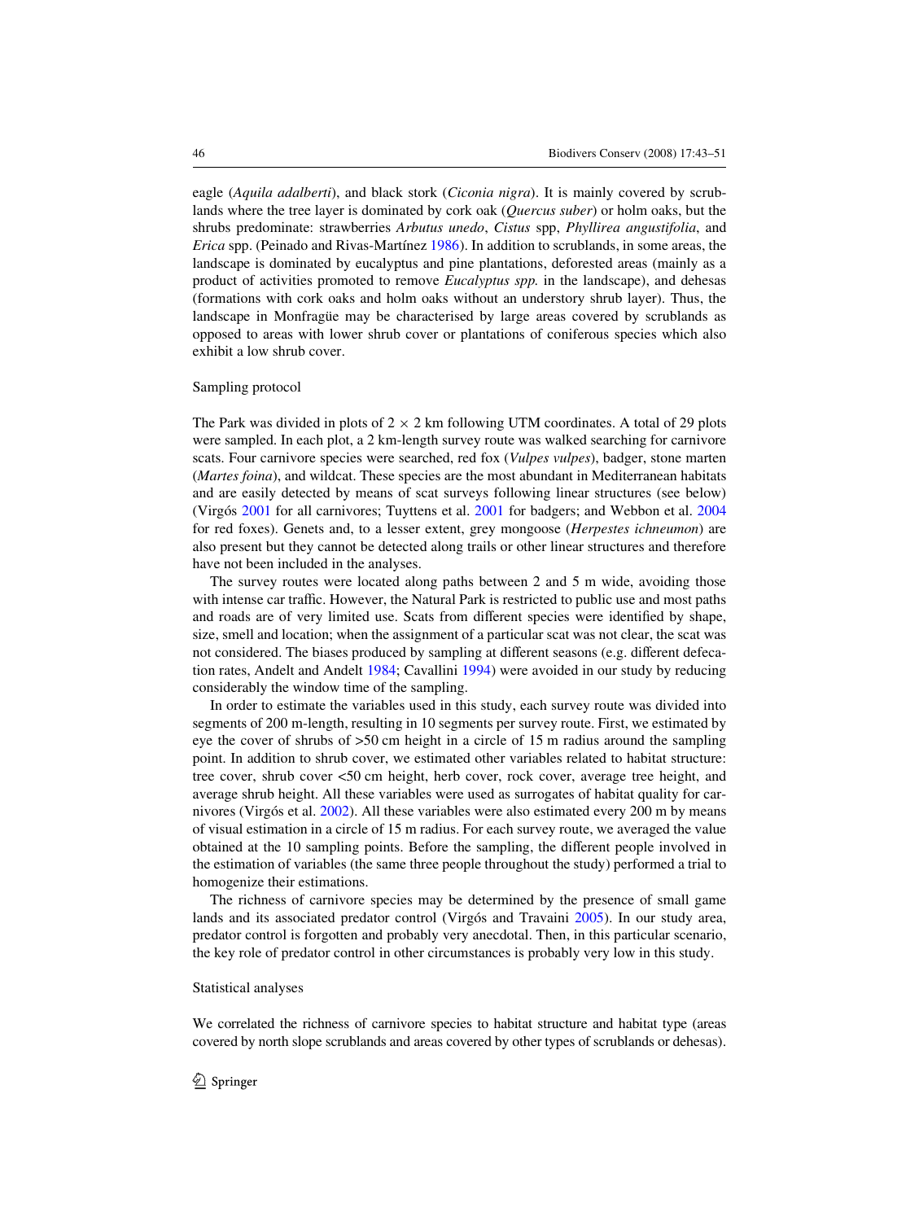eagle (*Aquila adalberti*), and black stork (*Ciconia nigra*). It is mainly covered by scrublands where the tree layer is dominated by cork oak (*Quercus suber*) or holm oaks, but the shrubs predominate: strawberries *Arbutus unedo*, *Cistus* spp, *Phyllirea angustifolia*, and *Erica* spp. (Peinado and Rivas-Martínez 1986). In addition to scrublands, in some areas, the landscape is dominated by eucalyptus and pine plantations, deforested areas (mainly as a product of activities promoted to remove *Eucalyptus spp.* in the landscape), and dehesas (formations with cork oaks and holm oaks without an understory shrub layer). Thus, the landscape in Monfragüe may be characterised by large areas covered by scrublands as opposed to areas with lower shrub cover or plantations of coniferous species which also exhibit a low shrub cover.

## Sampling protocol

The Park was divided in plots of 2 × 2 km following UTM coordinates. A total of 29 plots were sampled. In each plot, a 2 km-length survey route was walked searching for carnivore scats. Four carnivore species were searched, red fox (*Vulpes vulpes*), badger, stone marten (*Martes foina*), and wildcat. These species are the most abundant in Mediterranean habitats and are easily detected by means of scat surveys following linear structures (see below) (Virgós 2001 for all carnivores; Tuyttens et al. 2001 for badgers; and Webbon et al. 2004 for red foxes). Genets and, to a lesser extent, grey mongoose (*Herpestes ichneumon*) are also present but they cannot be detected along trails or other linear structures and therefore have not been included in the analyses.

The survey routes were located along paths between 2 and 5 m wide, avoiding those with intense car traffic. However, the Natural Park is restricted to public use and most paths and roads are of very limited use. Scats from different species were identified by shape, size, smell and location; when the assignment of a particular scat was not clear, the scat was not considered. The biases produced by sampling at different seasons (e.g. different defecation rates, Andelt and Andelt 1984; Cavallini 1994) were avoided in our study by reducing considerably the window time of the sampling.

In order to estimate the variables used in this study, each survey route was divided into segments of 200 m-length, resulting in 10 segments per survey route. First, we estimated by eye the cover of shrubs of >50 cm height in a circle of 15 m radius around the sampling point. In addition to shrub cover, we estimated other variables related to habitat structure: tree cover, shrub cover <50 cm height, herb cover, rock cover, average tree height, and average shrub height. All these variables were used as surrogates of habitat quality for carnivores (Virgós et al. 2002). All these variables were also estimated every 200 m by means of visual estimation in a circle of 15 m radius. For each survey route, we averaged the value obtained at the 10 sampling points. Before the sampling, the different people involved in the estimation of variables (the same three people throughout the study) performed a trial to homogenize their estimations.

The richness of carnivore species may be determined by the presence of small game lands and its associated predator control (Virgós and Travaini 2005). In our study area, predator control is forgotten and probably very anecdotal. Then, in this particular scenario, the key role of predator control in other circumstances is probably very low in this study.

## Statistical analyses

We correlated the richness of carnivore species to habitat structure and habitat type (areas covered by north slope scrublands and areas covered by other types of scrublands or dehesas).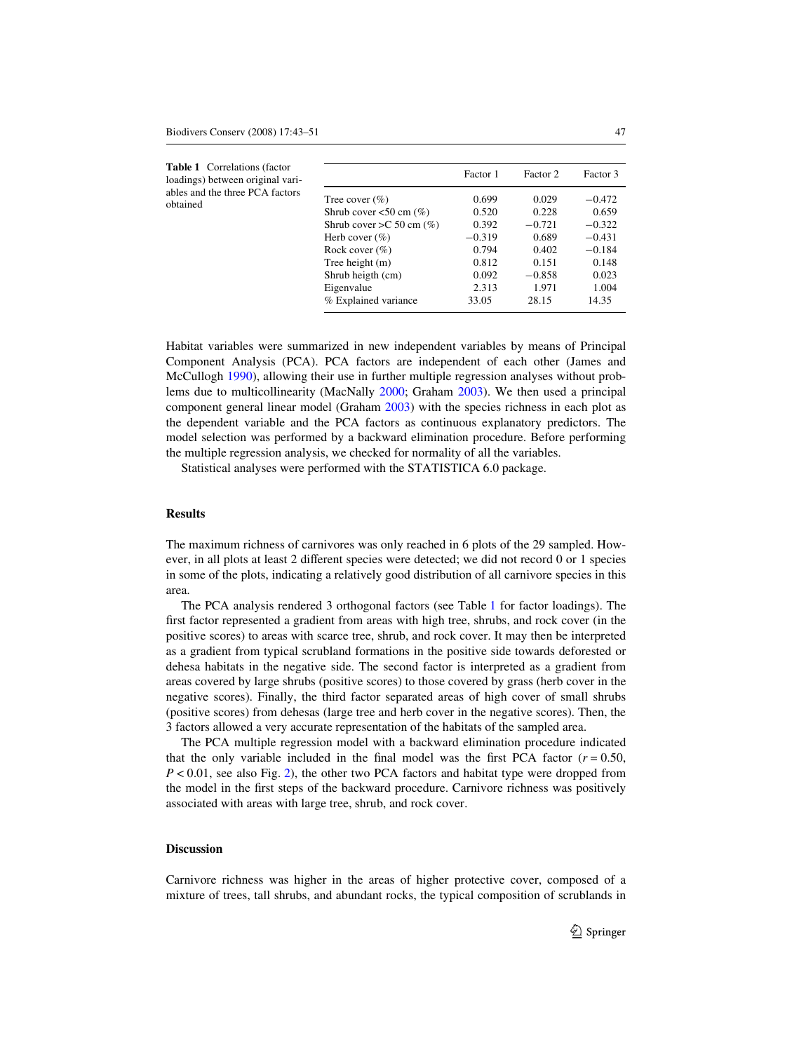**Table 1** Correlations (factor loadings) between original variables and the three PCA factors obtained

| | Factor 1 | Factor 2 | Factor 3 |
|---|---|---|---|
| Tree cover (%) | 0.699 | 0.029 | −0.472 |
| Shrub cover <50 cm (%) | 0.520 | 0.228 | 0.659 |
| Shrub cover >C 50 cm (%) | 0.392 | −0.721 | −0.322 |
| Herb cover (%) | −0.319 | 0.689 | −0.431 |
| Rock cover (%) | 0.794 | 0.402 | −0.184 |
| Tree height (m) | 0.812 | 0.151 | 0.148 |
| Shrub heigth (cm) | 0.092 | −0.858 | 0.023 |
| Eigenvalue | 2.313 | 1.971 | 1.004 |
| % Explained variance | 33.05 | 28.15 | 14.35 |

Habitat variables were summarized in new independent variables by means of Principal Component Analysis (PCA). PCA factors are independent of each other (James and McCullogh 1990), allowing their use in further multiple regression analyses without problems due to multicollinearity (MacNally 2000; Graham 2003). We then used a principal component general linear model (Graham 2003) with the species richness in each plot as the dependent variable and the PCA factors as continuous explanatory predictors. The model selection was performed by a backward elimination procedure. Before performing the multiple regression analysis, we checked for normality of all the variables.

Statistical analyses were performed with the STATISTICA 6.0 package.

## Results

The maximum richness of carnivores was only reached in 6 plots of the 29 sampled. However, in all plots at least 2 different species were detected; we did not record 0 or 1 species in some of the plots, indicating a relatively good distribution of all carnivore species in this area.

The PCA analysis rendered 3 orthogonal factors (see Table 1 for factor loadings). The first factor represented a gradient from areas with high tree, shrubs, and rock cover (in the positive scores) to areas with scarce tree, shrub, and rock cover. It may then be interpreted as a gradient from typical scrubland formations in the positive side towards deforested or dehesa habitats in the negative side. The second factor is interpreted as a gradient from areas covered by large shrubs (positive scores) to those covered by grass (herb cover in the negative scores). Finally, the third factor separated areas of high cover of small shrubs (positive scores) from dehesas (large tree and herb cover in the negative scores). Then, the 3 factors allowed a very accurate representation of the habitats of the sampled area.

The PCA multiple regression model with a backward elimination procedure indicated that the only variable included in the final model was the first PCA factor ($r = 0.50$, $P < 0.01$, see also Fig. 2), the other two PCA factors and habitat type were dropped from the model in the first steps of the backward procedure. Carnivore richness was positively associated with areas with large tree, shrub, and rock cover.

## Discussion

Carnivore richness was higher in the areas of higher protective cover, composed of a mixture of trees, tall shrubs, and abundant rocks, the typical composition of scrublands in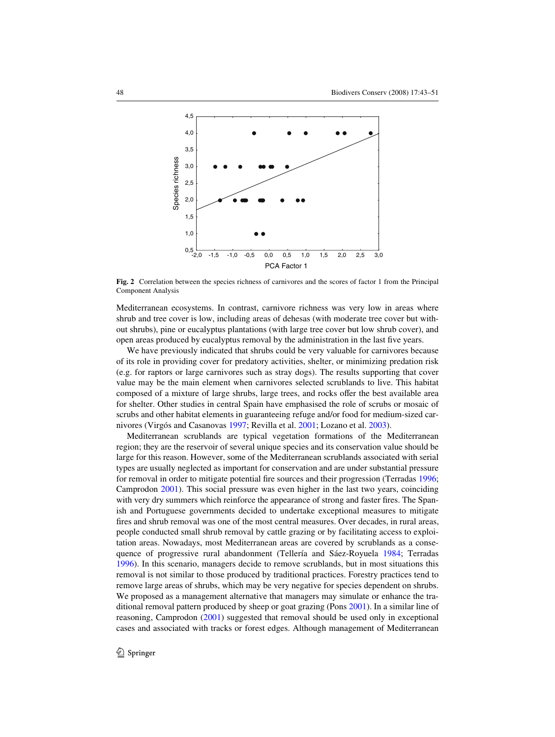Fig. 2 Correlation between the species richness of carnivores and the scores of factor 1 from the Principal Component Analysis

Mediterranean ecosystems. In contrast, carnivore richness was very low in areas where shrub and tree cover is low, including areas of dehesas (with moderate tree cover but without shrubs), pine or eucalyptus plantations (with large tree cover but low shrub cover), and open areas produced by eucalyptus removal by the administration in the last five years.

We have previously indicated that shrubs could be very valuable for carnivores because of its role in providing cover for predatory activities, shelter, or minimizing predation risk (e.g. for raptors or large carnivores such as stray dogs). The results supporting that cover value may be the main element when carnivores selected scrublands to live. This habitat composed of a mixture of large shrubs, large trees, and rocks offer the best available area for shelter. Other studies in central Spain have emphasised the role of scrubs or mosaic of scrubs and other habitat elements in guaranteeing refuge and/or food for medium-sized carnivores (Virgós and Casanovas 1997; Revilla et al. 2001; Lozano et al. 2003).

Mediterranean scrublands are typical vegetation formations of the Mediterranean region; they are the reservoir of several unique species and its conservation value should be large for this reason. However, some of the Mediterranean scrublands associated with serial types are usually neglected as important for conservation and are under substantial pressure for removal in order to mitigate potential fire sources and their progression (Terradas 1996; Camprodon 2001). This social pressure was even higher in the last two years, coinciding with very dry summers which reinforce the appearance of strong and faster fires. The Spanish and Portuguese governments decided to undertake exceptional measures to mitigate fires and shrub removal was one of the most central measures. Over decades, in rural areas, people conducted small shrub removal by cattle grazing or by facilitating access to exploitation areas. Nowadays, most Mediterranean areas are covered by scrublands as a consequence of progressive rural abandonment (Tellería and Sáez-Royuela 1984; Terradas 1996). In this scenario, managers decide to remove scrublands, but in most situations this removal is not similar to those produced by traditional practices. Forestry practices tend to remove large areas of shrubs, which may be very negative for species dependent on shrubs. We proposed as a management alternative that managers may simulate or enhance the traditional removal pattern produced by sheep or goat grazing (Pons 2001). In a similar line of reasoning, Camprodon (2001) suggested that removal should be used only in exceptional cases and associated with tracks or forest edges. Although management of Mediterranean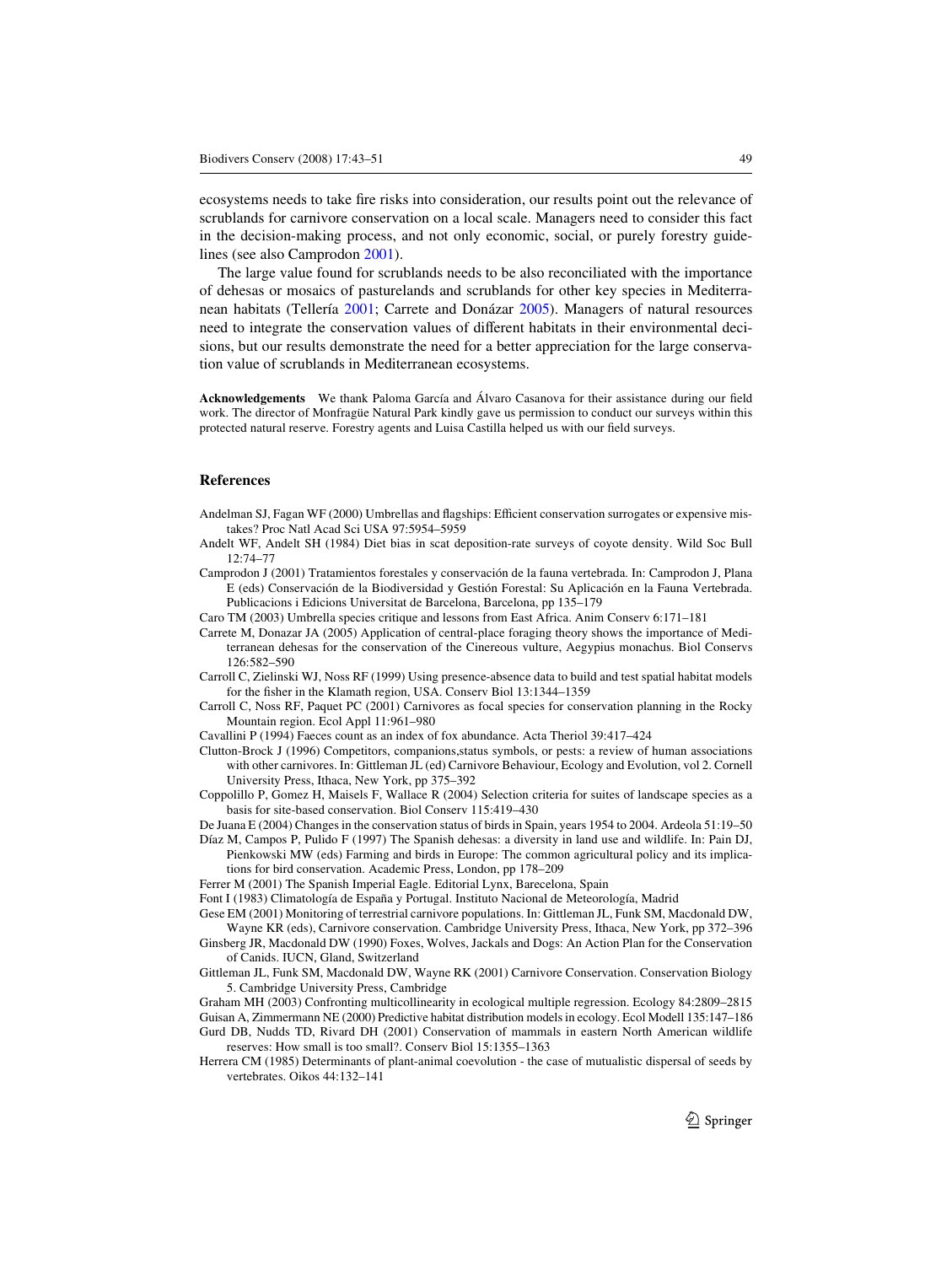ecosystems needs to take fire risks into consideration, our results point out the relevance of scrublands for carnivore conservation on a local scale. Managers need to consider this fact in the decision-making process, and not only economic, social, or purely forestry guidelines (see also Camprodon 2001).

The large value found for scrublands needs to be also reconciliated with the importance of dehesas or mosaics of pasturelands and scrublands for other key species in Mediterranean habitats (Tellería 2001; Carrete and Donázar 2005). Managers of natural resources need to integrate the conservation values of different habitats in their environmental decisions, but our results demonstrate the need for a better appreciation for the large conservation value of scrublands in Mediterranean ecosystems.

**Acknowledgements** We thank Paloma García and Álvaro Casanova for their assistance during our field work. The director of Monfragüe Natural Park kindly gave us permission to conduct our surveys within this protected natural reserve. Forestry agents and Luisa Castilla helped us with our field surveys.

## References

Andelman SJ, Fagan WF (2000) Umbrellas and flagships: Efficient conservation surrogates or expensive mistakes? Proc Natl Acad Sci USA 97:5954–5959

Andelt WF, Andelt SH (1984) Diet bias in scat deposition-rate surveys of coyote density. Wild Soc Bull 12:74–77

Camprodon J (2001) Tratamientos forestales y conservación de la fauna vertebrada. In: Camprodon J, Plana E (eds) Conservación de la Biodiversidad y Gestión Forestal: Su Aplicación en la Fauna Vertebrada. Publicacions i Edicions Universitat de Barcelona, Barcelona, pp 135–179

Caro TM (2003) Umbrella species critique and lessons from East Africa. Anim Conserv 6:171–181

Carrete M, Donazar JA (2005) Application of central-place foraging theory shows the importance of Mediterranean dehesas for the conservation of the Cinereous vulture, Aegypius monachus. Biol Conservs 126:582–590

Carroll C, Zielinski WJ, Noss RF (1999) Using presence-absence data to build and test spatial habitat models for the fisher in the Klamath region, USA. Conserv Biol 13:1344–1359

Carroll C, Noss RF, Paquet PC (2001) Carnivores as focal species for conservation planning in the Rocky Mountain region. Ecol Appl 11:961–980

Cavallini P (1994) Faeces count as an index of fox abundance. Acta Theriol 39:417–424

Clutton-Brock J (1996) Competitors, companions,status symbols, or pests: a review of human associations with other carnivores. In: Gittleman JL (ed) Carnivore Behaviour, Ecology and Evolution, vol 2. Cornell University Press, Ithaca, New York, pp 375–392

Coppolillo P, Gomez H, Maisels F, Wallace R (2004) Selection criteria for suites of landscape species as a basis for site-based conservation. Biol Conserv 115:419–430

De Juana E (2004) Changes in the conservation status of birds in Spain, years 1954 to 2004. Ardeola 51:19–50

Díaz M, Campos P, Pulido F (1997) The Spanish dehesas: a diversity in land use and wildlife. In: Pain DJ, Pienkowski MW (eds) Farming and birds in Europe: The common agricultural policy and its implications for bird conservation. Academic Press, London, pp 178–209

Ferrer M (2001) The Spanish Imperial Eagle. Editorial Lynx, Barecelona, Spain

Font I (1983) Climatología de España y Portugal. Instituto Nacional de Meteorología, Madrid

Gese EM (2001) Monitoring of terrestrial carnivore populations. In: Gittleman JL, Funk SM, Macdonald DW, Wayne KR (eds), Carnivore conservation. Cambridge University Press, Ithaca, New York, pp 372–396

Ginsberg JR, Macdonald DW (1990) Foxes, Wolves, Jackals and Dogs: An Action Plan for the Conservation of Canids. IUCN, Gland, Switzerland

Gittleman JL, Funk SM, Macdonald DW, Wayne RK (2001) Carnivore Conservation. Conservation Biology 5. Cambridge University Press, Cambridge

Graham MH (2003) Confronting multicollinearity in ecological multiple regression. Ecology 84:2809–2815

Guisan A, Zimmermann NE (2000) Predictive habitat distribution models in ecology. Ecol Modell 135:147–186

Gurd DB, Nudds TD, Rivard DH (2001) Conservation of mammals in eastern North American wildlife reserves: How small is too small?. Conserv Biol 15:1355–1363

Herrera CM (1985) Determinants of plant-animal coevolution - the case of mutualistic dispersal of seeds by vertebrates. Oikos 44:132–141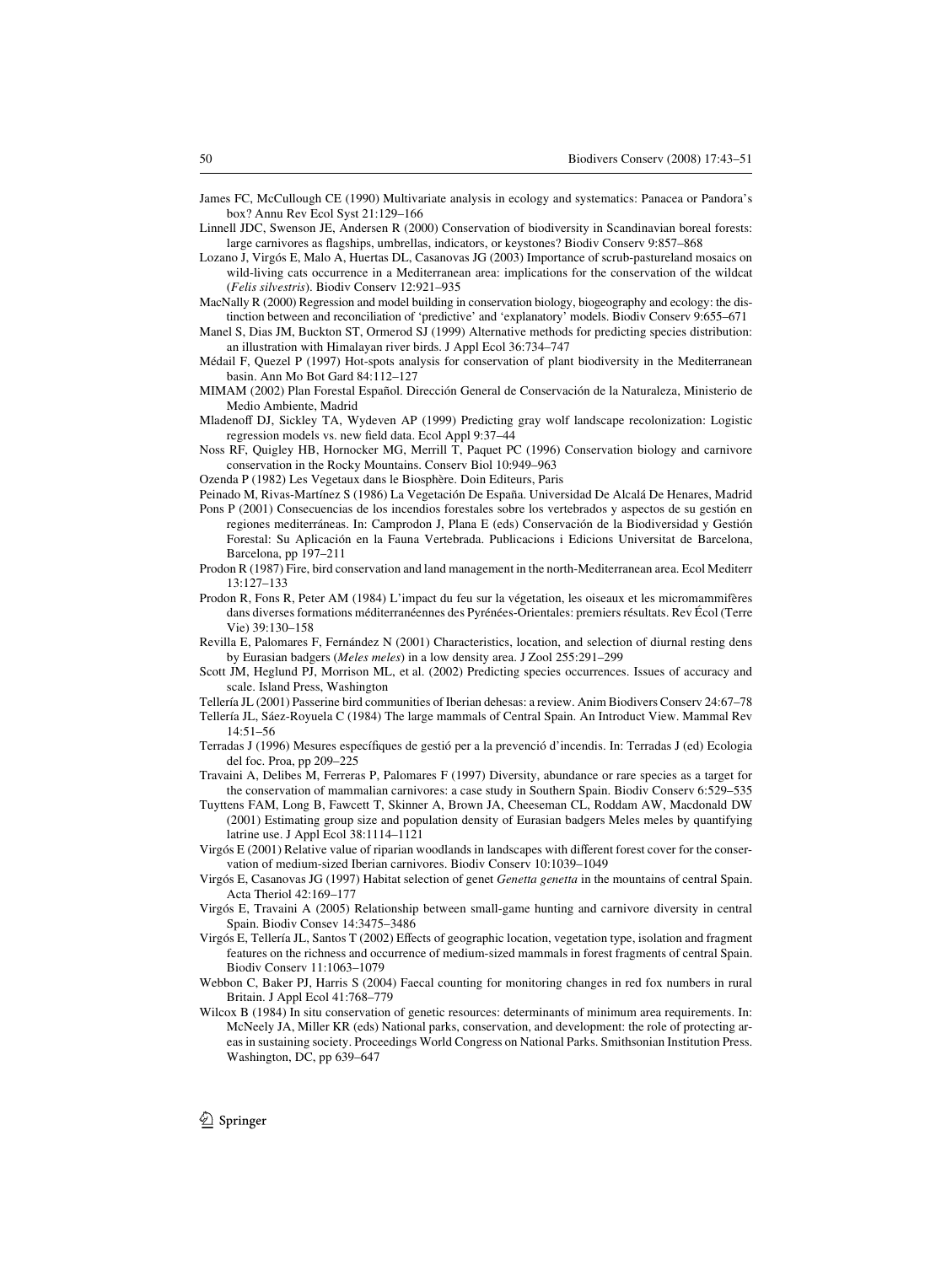James FC, McCullough CE (1990) Multivariate analysis in ecology and systematics: Panacea or Pandora's box? Annu Rev Ecol Syst 21:129–166

Linnell JDC, Swenson JE, Andersen R (2000) Conservation of biodiversity in Scandinavian boreal forests: large carnivores as flagships, umbrellas, indicators, or keystones? Biodiv Conserv 9:857–868

Lozano J, Virgós E, Malo A, Huertas DL, Casanovas JG (2003) Importance of scrub-pastureland mosaics on wild-living cats occurrence in a Mediterranean area: implications for the conservation of the wildcat (*Felis silvestris*). Biodiv Conserv 12:921–935

MacNally R (2000) Regression and model building in conservation biology, biogeography and ecology: the distinction between and reconciliation of 'predictive' and 'explanatory' models. Biodiv Conserv 9:655–671

Manel S, Dias JM, Buckton ST, Ormerod SJ (1999) Alternative methods for predicting species distribution: an illustration with Himalayan river birds. J Appl Ecol 36:734–747

Médail F, Quezel P (1997) Hot-spots analysis for conservation of plant biodiversity in the Mediterranean basin. Ann Mo Bot Gard 84:112–127

MIMAM (2002) Plan Forestal Español. Dirección General de Conservación de la Naturaleza, Ministerio de Medio Ambiente, Madrid

Mladenoff DJ, Sickley TA, Wydeven AP (1999) Predicting gray wolf landscape recolonization: Logistic regression models vs. new field data. Ecol Appl 9:37–44

Noss RF, Quigley HB, Hornocker MG, Merrill T, Paquet PC (1996) Conservation biology and carnivore conservation in the Rocky Mountains. Conserv Biol 10:949–963

Ozenda P (1982) Les Vegetaux dans le Biosphère. Doin Editeurs, Paris

Peinado M, Rivas-Martínez S (1986) La Vegetación De España. Universidad De Alcalá De Henares, Madrid

Pons P (2001) Consecuencias de los incendios forestales sobre los vertebrados y aspectos de su gestión en regiones mediterráneas. In: Camprodon J, Plana E (eds) Conservación de la Biodiversidad y Gestión Forestal: Su Aplicación en la Fauna Vertebrada. Publicacions i Edicions Universitat de Barcelona, Barcelona, pp 197–211

Prodon R (1987) Fire, bird conservation and land management in the north-Mediterranean area. Ecol Mediterr 13:127–133

Prodon R, Fons R, Peter AM (1984) L'impact du feu sur la végetation, les oiseaux et les micromammifères dans diverses formations méditerranéennes des Pyrénées-Orientales: premiers résultats. Rev Écol (Terre Vie) 39:130–158

Revilla E, Palomares F, Fernández N (2001) Characteristics, location, and selection of diurnal resting dens by Eurasian badgers (*Meles meles*) in a low density area. J Zool 255:291–299

Scott JM, Heglund PJ, Morrison ML, et al. (2002) Predicting species occurrences. Issues of accuracy and scale. Island Press, Washington

Tellería JL (2001) Passerine bird communities of Iberian dehesas: a review. Anim Biodivers Conserv 24:67–78

Tellería JL, Sáez-Royuela C (1984) The large mammals of Central Spain. An Introduct View. Mammal Rev 14:51–56

Terradas J (1996) Mesures específiques de gestió per a la prevenció d'incendis. In: Terradas J (ed) Ecologia del foc. Proa, pp 209–225

Travaini A, Delibes M, Ferreras P, Palomares F (1997) Diversity, abundance or rare species as a target for the conservation of mammalian carnivores: a case study in Southern Spain. Biodiv Conserv 6:529–535

Tuyttens FAM, Long B, Fawcett T, Skinner A, Brown JA, Cheeseman CL, Roddam AW, Macdonald DW (2001) Estimating group size and population density of Eurasian badgers Meles meles by quantifying latrine use. J Appl Ecol 38:1114–1121

Virgós E (2001) Relative value of riparian woodlands in landscapes with different forest cover for the conservation of medium-sized Iberian carnivores. Biodiv Conserv 10:1039–1049

Virgós E, Casanovas JG (1997) Habitat selection of genet *Genetta genetta* in the mountains of central Spain. Acta Theriol 42:169–177

Virgós E, Travaini A (2005) Relationship between small-game hunting and carnivore diversity in central Spain. Biodiv Consev 14:3475–3486

Virgós E, Tellería JL, Santos T (2002) Effects of geographic location, vegetation type, isolation and fragment features on the richness and occurrence of medium-sized mammals in forest fragments of central Spain. Biodiv Conserv 11:1063–1079

Webbon C, Baker PJ, Harris S (2004) Faecal counting for monitoring changes in red fox numbers in rural Britain. J Appl Ecol 41:768–779

Wilcox B (1984) In situ conservation of genetic resources: determinants of minimum area requirements. In: McNeely JA, Miller KR (eds) National parks, conservation, and development: the role of protecting areas in sustaining society. Proceedings World Congress on National Parks. Smithsonian Institution Press. Washington, DC, pp 639–647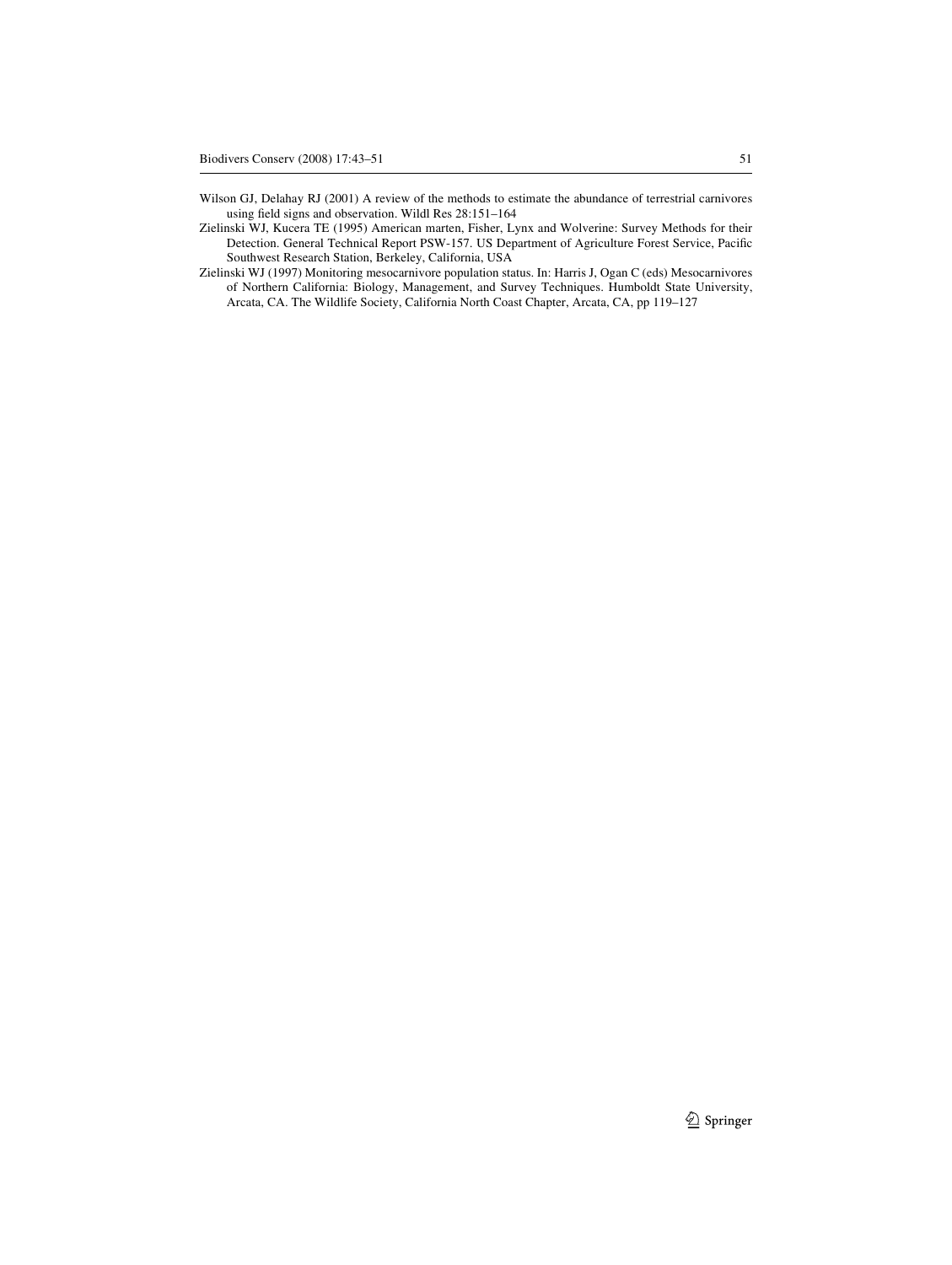Wilson GJ, Delahay RJ (2001) A review of the methods to estimate the abundance of terrestrial carnivores using field signs and observation. Wildl Res 28:151–164

Zielinski WJ, Kucera TE (1995) American marten, Fisher, Lynx and Wolverine: Survey Methods for their Detection. General Technical Report PSW-157. US Department of Agriculture Forest Service, Pacific Southwest Research Station, Berkeley, California, USA

Zielinski WJ (1997) Monitoring mesocarnivore population status. In: Harris J, Ogan C (eds) Mesocarnivores of Northern California: Biology, Management, and Survey Techniques. Humboldt State University, Arcata, CA. The Wildlife Society, California North Coast Chapter, Arcata, CA, pp 119–127